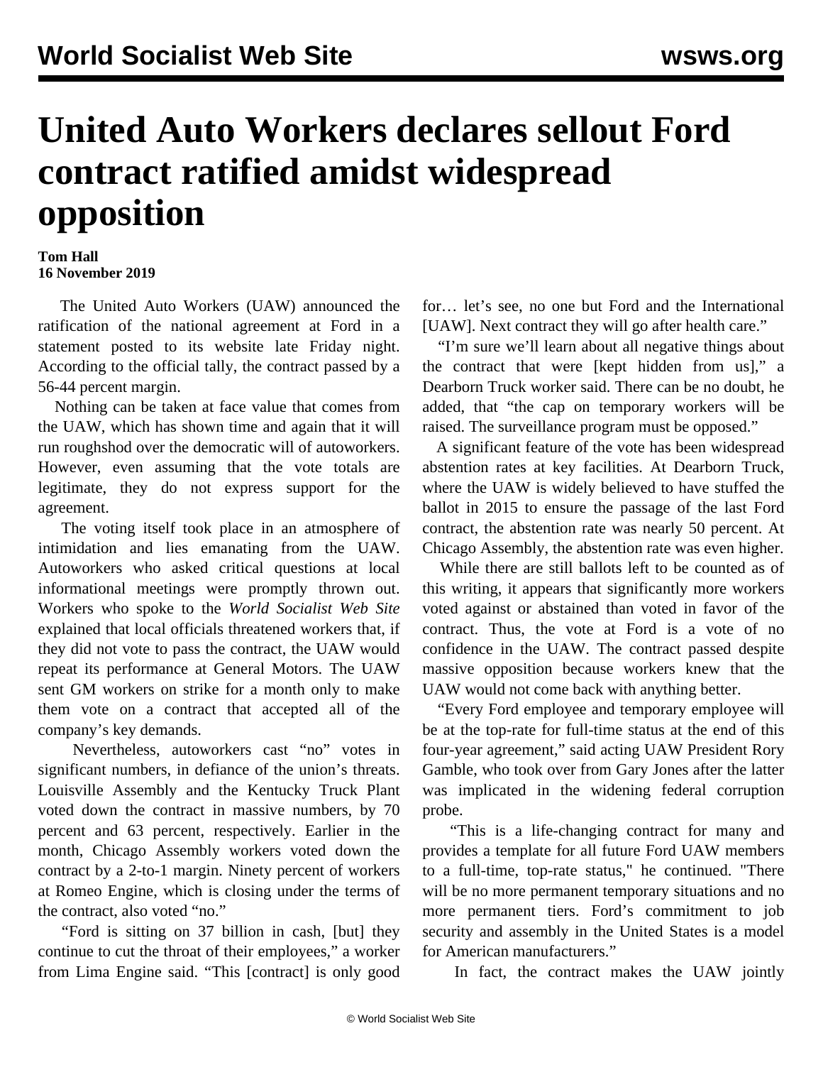# United Auto Workers declares sellout Ford contract ratified amidst widespread opposition

**Tom Hall**
**16 November 2019**

The United Auto Workers (UAW) announced the ratification of the national agreement at Ford in a statement posted to its website late Friday night. According to the official tally, the contract passed by a 56-44 percent margin.

Nothing can be taken at face value that comes from the UAW, which has shown time and again that it will run roughshod over the democratic will of autoworkers. However, even assuming that the vote totals are legitimate, they do not express support for the agreement.

The voting itself took place in an atmosphere of intimidation and lies emanating from the UAW. Autoworkers who asked critical questions at local informational meetings were promptly thrown out. Workers who spoke to the *World Socialist Web Site* explained that local officials threatened workers that, if they did not vote to pass the contract, the UAW would repeat its performance at General Motors. The UAW sent GM workers on strike for a month only to make them vote on a contract that accepted all of the company's key demands.

Nevertheless, autoworkers cast "no" votes in significant numbers, in defiance of the union's threats. Louisville Assembly and the Kentucky Truck Plant voted down the contract in massive numbers, by 70 percent and 63 percent, respectively. Earlier in the month, Chicago Assembly workers voted down the contract by a 2-to-1 margin. Ninety percent of workers at Romeo Engine, which is closing under the terms of the contract, also voted "no."

"Ford is sitting on 37 billion in cash, [but] they continue to cut the throat of their employees," a worker from Lima Engine said. "This [contract] is only good for… let's see, no one but Ford and the International [UAW]. Next contract they will go after health care."

"I'm sure we'll learn about all negative things about the contract that were [kept hidden from us]," a Dearborn Truck worker said. There can be no doubt, he added, that "the cap on temporary workers will be raised. The surveillance program must be opposed."

A significant feature of the vote has been widespread abstention rates at key facilities. At Dearborn Truck, where the UAW is widely believed to have stuffed the ballot in 2015 to ensure the passage of the last Ford contract, the abstention rate was nearly 50 percent. At Chicago Assembly, the abstention rate was even higher.

While there are still ballots left to be counted as of this writing, it appears that significantly more workers voted against or abstained than voted in favor of the contract. Thus, the vote at Ford is a vote of no confidence in the UAW. The contract passed despite massive opposition because workers knew that the UAW would not come back with anything better.

"Every Ford employee and temporary employee will be at the top-rate for full-time status at the end of this four-year agreement," said acting UAW President Rory Gamble, who took over from Gary Jones after the latter was implicated in the widening federal corruption probe.

"This is a life-changing contract for many and provides a template for all future Ford UAW members to a full-time, top-rate status," he continued. "There will be no more permanent temporary situations and no more permanent tiers. Ford's commitment to job security and assembly in the United States is a model for American manufacturers."

In fact, the contract makes the UAW jointly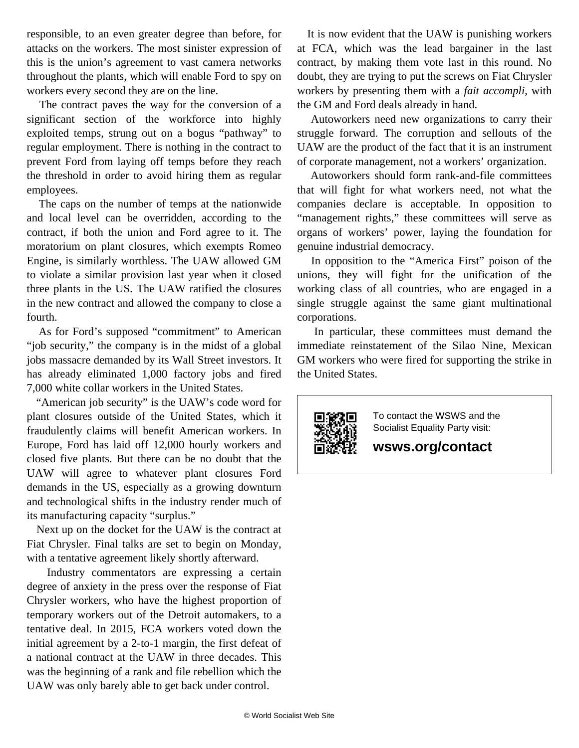responsible, to an even greater degree than before, for attacks on the workers. The most sinister expression of this is the union's agreement to vast camera networks throughout the plants, which will enable Ford to spy on workers every second they are on the line.

The contract paves the way for the conversion of a significant section of the workforce into highly exploited temps, strung out on a bogus "pathway" to regular employment. There is nothing in the contract to prevent Ford from laying off temps before they reach the threshold in order to avoid hiring them as regular employees.

The caps on the number of temps at the nationwide and local level can be overridden, according to the contract, if both the union and Ford agree to it. The moratorium on plant closures, which exempts Romeo Engine, is similarly worthless. The UAW allowed GM to violate a similar provision last year when it closed three plants in the US. The UAW ratified the closures in the new contract and allowed the company to close a fourth.

As for Ford's supposed "commitment" to American "job security," the company is in the midst of a global jobs massacre demanded by its Wall Street investors. It has already eliminated 1,000 factory jobs and fired 7,000 white collar workers in the United States.

"American job security" is the UAW's code word for plant closures outside of the United States, which it fraudulently claims will benefit American workers. In Europe, Ford has laid off 12,000 hourly workers and closed five plants. But there can be no doubt that the UAW will agree to whatever plant closures Ford demands in the US, especially as a growing downturn and technological shifts in the industry render much of its manufacturing capacity "surplus."

Next up on the docket for the UAW is the contract at Fiat Chrysler. Final talks are set to begin on Monday, with a tentative agreement likely shortly afterward.

Industry commentators are expressing a certain degree of anxiety in the press over the response of Fiat Chrysler workers, who have the highest proportion of temporary workers out of the Detroit automakers, to a tentative deal. In 2015, FCA workers voted down the initial agreement by a 2-to-1 margin, the first defeat of a national contract at the UAW in three decades. This was the beginning of a rank and file rebellion which the UAW was only barely able to get back under control.

It is now evident that the UAW is punishing workers at FCA, which was the lead bargainer in the last contract, by making them vote last in this round. No doubt, they are trying to put the screws on Fiat Chrysler workers by presenting them with a *fait accompli*, with the GM and Ford deals already in hand.

Autoworkers need new organizations to carry their struggle forward. The corruption and sellouts of the UAW are the product of the fact that it is an instrument of corporate management, not a workers' organization.

Autoworkers should form rank-and-file committees that will fight for what workers need, not what the companies declare is acceptable. In opposition to "management rights," these committees will serve as organs of workers' power, laying the foundation for genuine industrial democracy.

In opposition to the "America First" poison of the unions, they will fight for the unification of the working class of all countries, who are engaged in a single struggle against the same giant multinational corporations.

In particular, these committees must demand the immediate reinstatement of the Silao Nine, Mexican GM workers who were fired for supporting the strike in the United States.

To contact the WSWS and the Socialist Equality Party visit:

**wsws.org/contact**